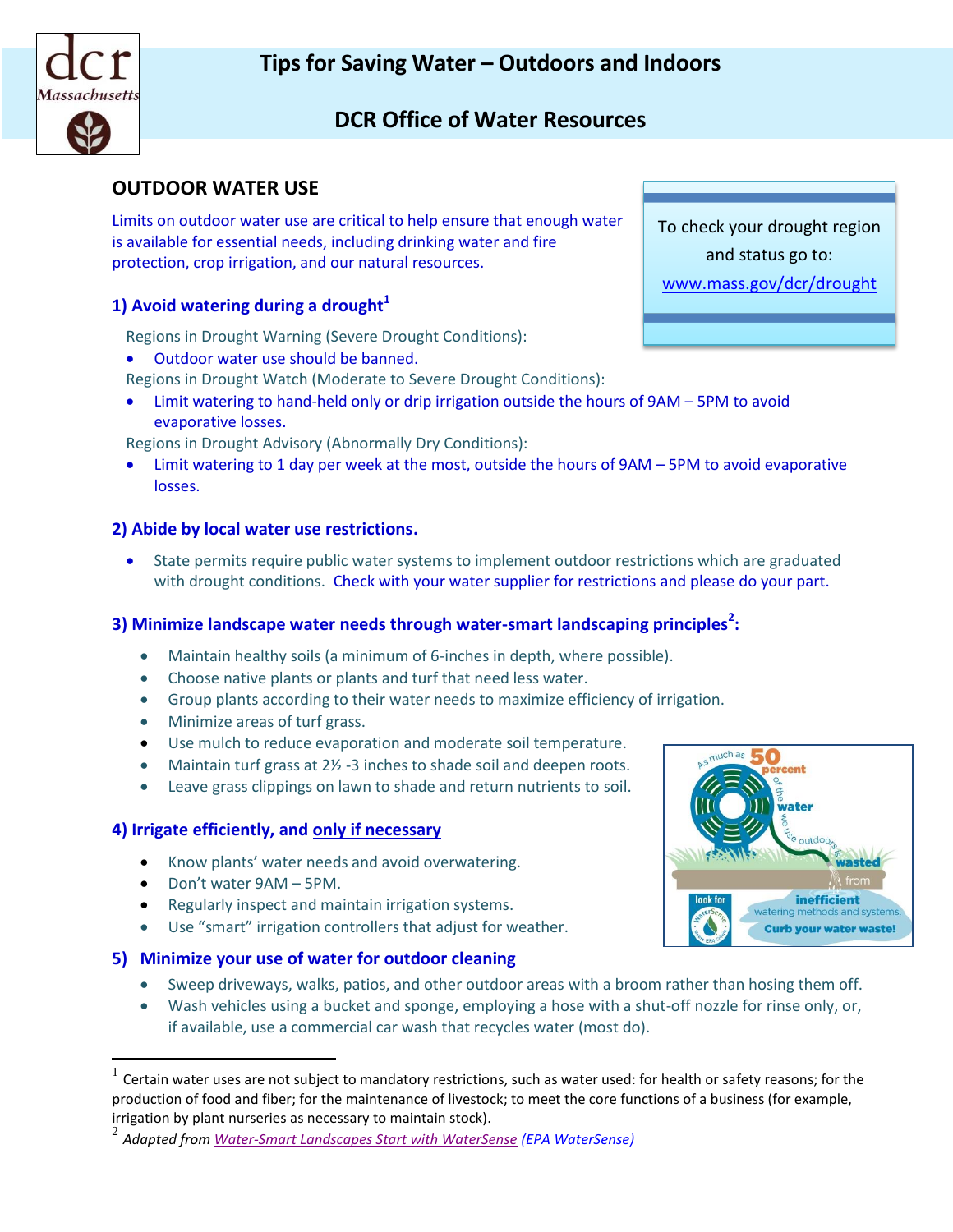# Tips for Saving Water – Outdoors and Indoors

## DCR Office of Water Resources

## OUTDOOR WATER USE

To check your drought region and status go to: [www.mass.gov/dcr/drought](www.mass.gov/dcr/drought)

Limits on outdoor water use are critical to help ensure that enough water is available for essential needs, including drinking water and fire protection, crop irrigation, and our natural resources.

### 1) Avoid watering during a drought[1]

Regions in Drought Warning (Severe Drought Conditions):

- Outdoor water use should be banned.

Regions in Drought Watch (Moderate to Severe Drought Conditions):

- Limit watering to hand-held only or drip irrigation outside the hours of 9AM – 5PM to avoid evaporative losses.

Regions in Drought Advisory (Abnormally Dry Conditions):

- Limit watering to 1 day per week at the most, outside the hours of 9AM – 5PM to avoid evaporative losses.

### 2) Abide by local water use restrictions.

- State permits require public water systems to implement outdoor restrictions which are graduated with drought conditions. Check with your water supplier for restrictions and please do your part.

### 3) Minimize landscape water needs through water-smart landscaping principles[2]:

- Maintain healthy soils (a minimum of 6-inches in depth, where possible).
- Choose native plants or plants and turf that need less water.
- Group plants according to their water needs to maximize efficiency of irrigation.
- Minimize areas of turf grass.
- Use mulch to reduce evaporation and moderate soil temperature.
- Maintain turf grass at 2½ -3 inches to shade soil and deepen roots.
- Leave grass clippings on lawn to shade and return nutrients to soil.

### 4) Irrigate efficiently, and only if necessary

- Know plants' water needs and avoid overwatering.
- Don't water 9AM – 5PM.
- Regularly inspect and maintain irrigation systems.
- Use "smart" irrigation controllers that adjust for weather.

As much as 50 percent of the water we use outdoors is wasted from inefficient watering methods and systems. Look for WaterSense. Curb your water waste!

### 5) Minimize your use of water for outdoor cleaning

- Sweep driveways, walks, patios, and other outdoor areas with a broom rather than hosing them off.
- Wash vehicles using a bucket and sponge, employing a hose with a shut-off nozzle for rinse only, or, if available, use a commercial car wash that recycles water (most do).

---

[1] Certain water uses are not subject to mandatory restrictions, such as water used: for health or safety reasons; for the production of food and fiber; for the maintenance of livestock; to meet the core functions of a business (for example, irrigation by plant nurseries as necessary to maintain stock).

[2] *Adapted from Water-Smart Landscapes Start with WaterSense (EPA WaterSense)*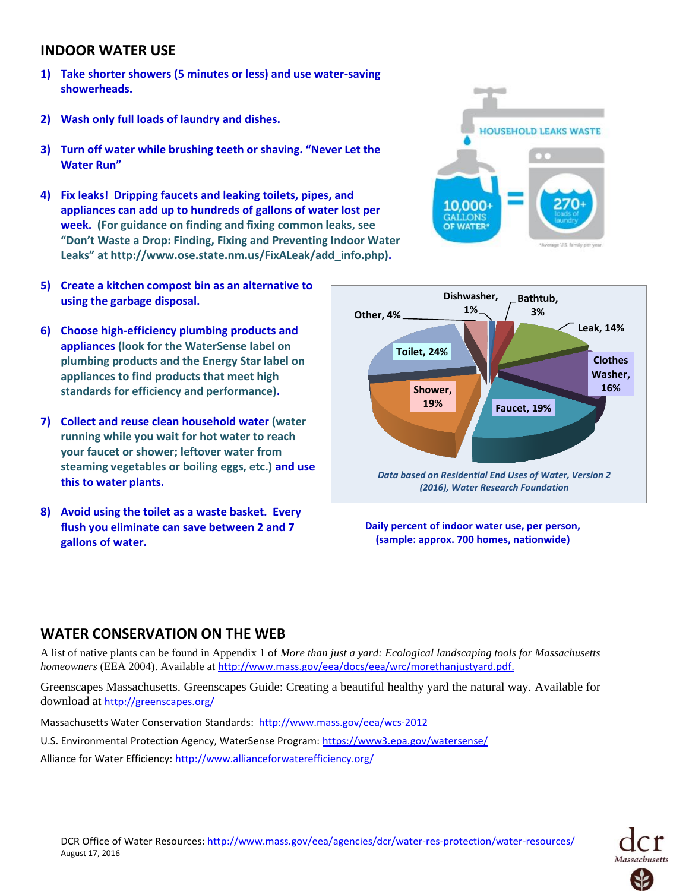## INDOOR WATER USE

1) **Take shorter showers (5 minutes or less) and use water-saving showerheads.**

2) **Wash only full loads of laundry and dishes.**

3) **Turn off water while brushing teeth or shaving. "Never Let the Water Run"**

4) **Fix leaks! Dripping faucets and leaking toilets, pipes, and appliances can add up to hundreds of gallons of water lost per week.** (For guidance on finding and fixing common leaks, see "Don't Waste a Drop: Finding, Fixing and Preventing Indoor Water Leaks" at http://www.ose.state.nm.us/FixALeak/add_info.php).

HOUSEHOLD LEAKS WASTE

10,000+ GALLONS OF WATER* = 270+ loads of laundry

*Average U.S. family per year

5) **Create a kitchen compost bin as an alternative to using the garbage disposal.**

6) **Choose high-efficiency plumbing products and appliances** (look for the WaterSense label on plumbing products and the Energy Star label on appliances to find products that meet high standards for efficiency and performance).

7) **Collect and reuse clean household water** (water running while you wait for hot water to reach your faucet or shower; leftover water from steaming vegetables or boiling eggs, etc.) **and use this to water plants.**

8) **Avoid using the toilet as a waste basket. Every flush you eliminate can save between 2 and 7 gallons of water.**

Dishwasher, 1%
Bathtub, 3%
Other, 4%
Leak, 14%
Toilet, 24%
Clothes Washer, 16%
Shower, 19%
Faucet, 19%

*Data based on Residential End Uses of Water, Version 2 (2016), Water Research Foundation*

**Daily percent of indoor water use, per person, (sample: approx. 700 homes, nationwide)**

## WATER CONSERVATION ON THE WEB

A list of native plants can be found in Appendix 1 of *More than just a yard: Ecological landscaping tools for Massachusetts homeowners* (EEA 2004). Available at http://www.mass.gov/eea/docs/eea/wrc/morethanjustyard.pdf.

Greenscapes Massachusetts. Greenscapes Guide: Creating a beautiful healthy yard the natural way. Available for download at http://greenscapes.org/

Massachusetts Water Conservation Standards: http://www.mass.gov/eea/wcs-2012

U.S. Environmental Protection Agency, WaterSense Program: https://www3.epa.gov/watersense/

Alliance for Water Efficiency: http://www.allianceforwaterefficiency.org/

DCR Office of Water Resources: http://www.mass.gov/eea/agencies/dcr/water-res-protection/water-resources/

August 17, 2016